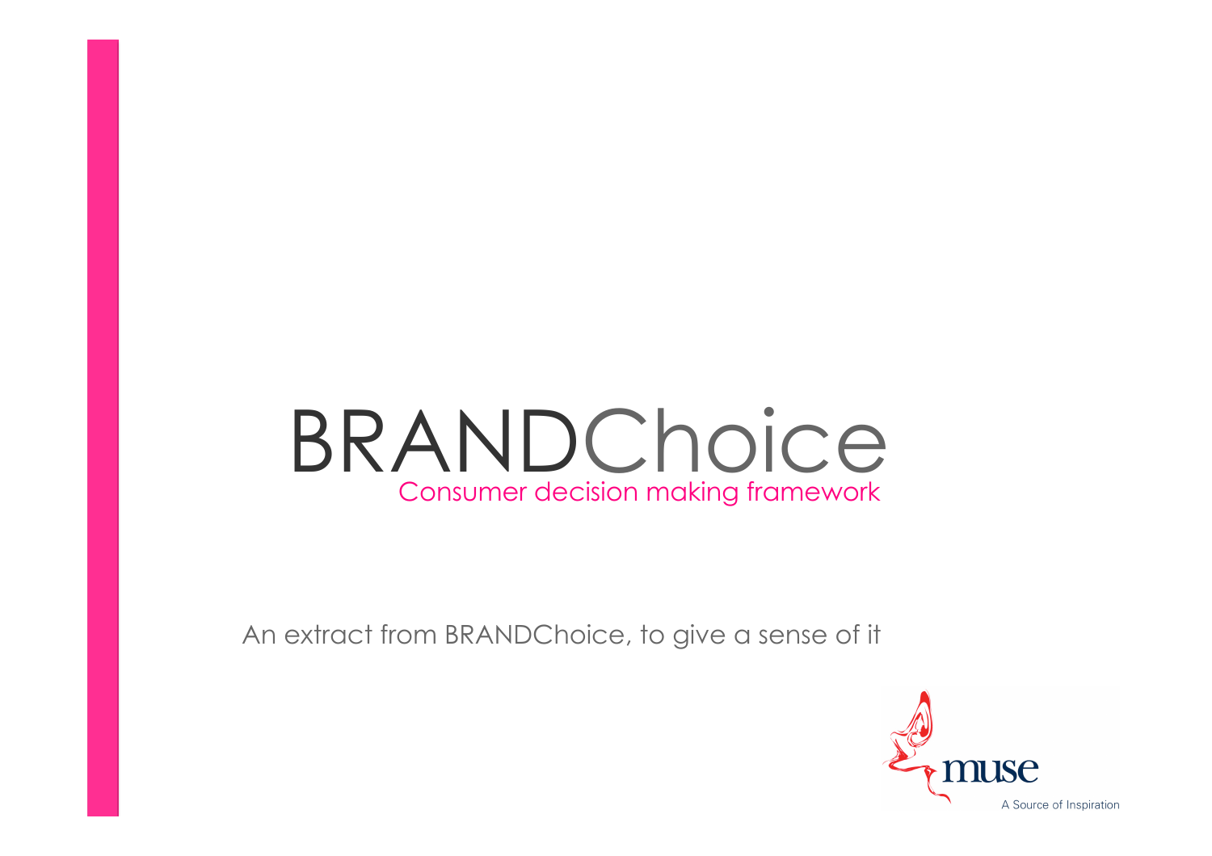# BRANDChoice

## Consumer decision making framework

An extract from BRANDChoice, to give a sense of it

muse

A Source of Inspiration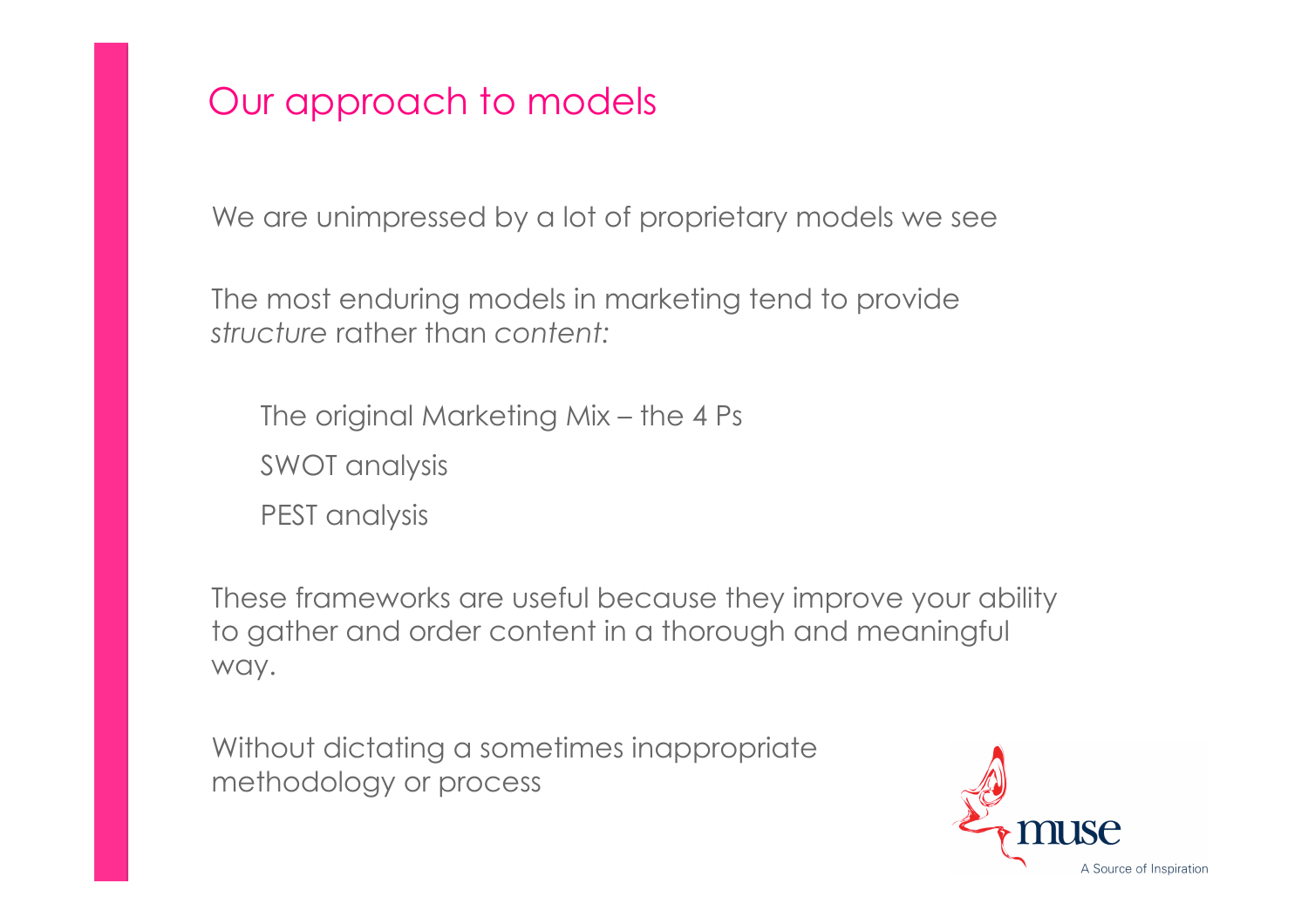# Our approach to models

We are unimpressed by a lot of proprietary models we see

The most enduring models in marketing tend to provide *structure* rather than *content:*

- The original Marketing Mix – the 4 Ps
- SWOT analysis
- PEST analysis

These frameworks are useful because they improve your ability to gather and order content in a thorough and meaningful way.

Without dictating a sometimes inappropriate methodology or process

muse

A Source of Inspiration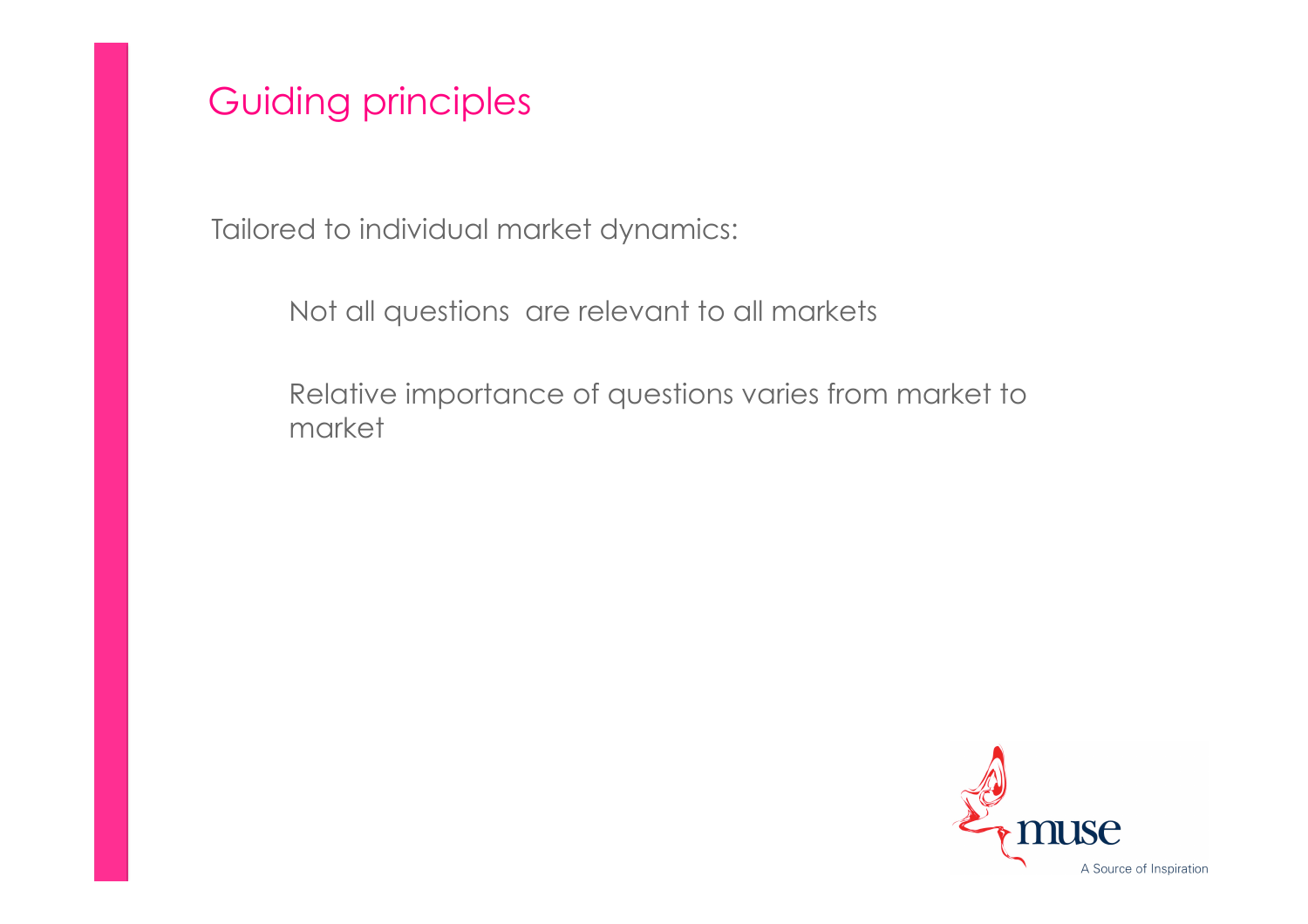# Guiding principles

Tailored to individual market dynamics:

- Not all questions are relevant to all markets
- Relative importance of questions varies from market to market

muse

A Source of Inspiration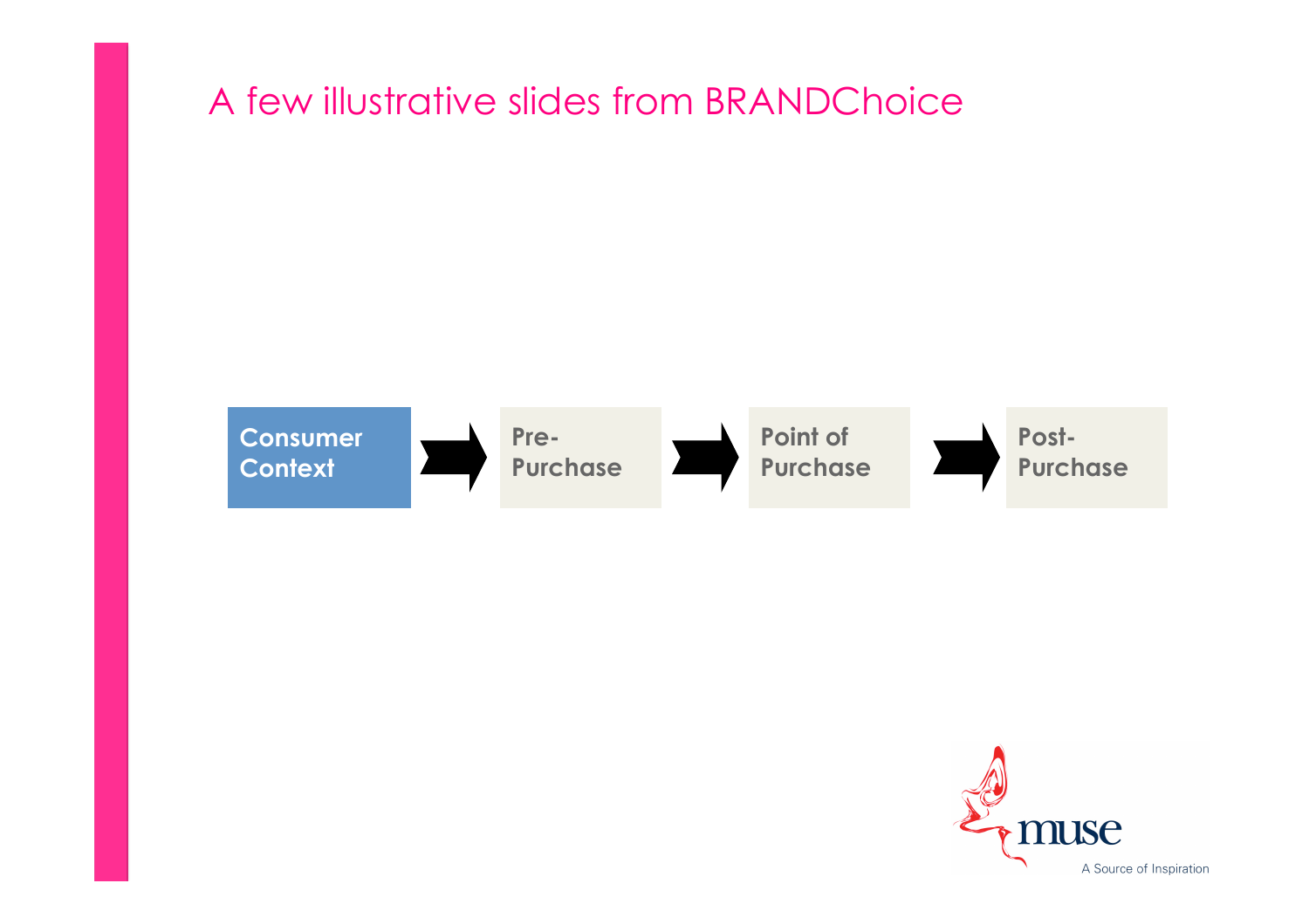# A few illustrative slides from BRANDChoice

**Consumer Context** → **Pre-Purchase** → **Point of Purchase** → **Post-Purchase**

muse

A Source of Inspiration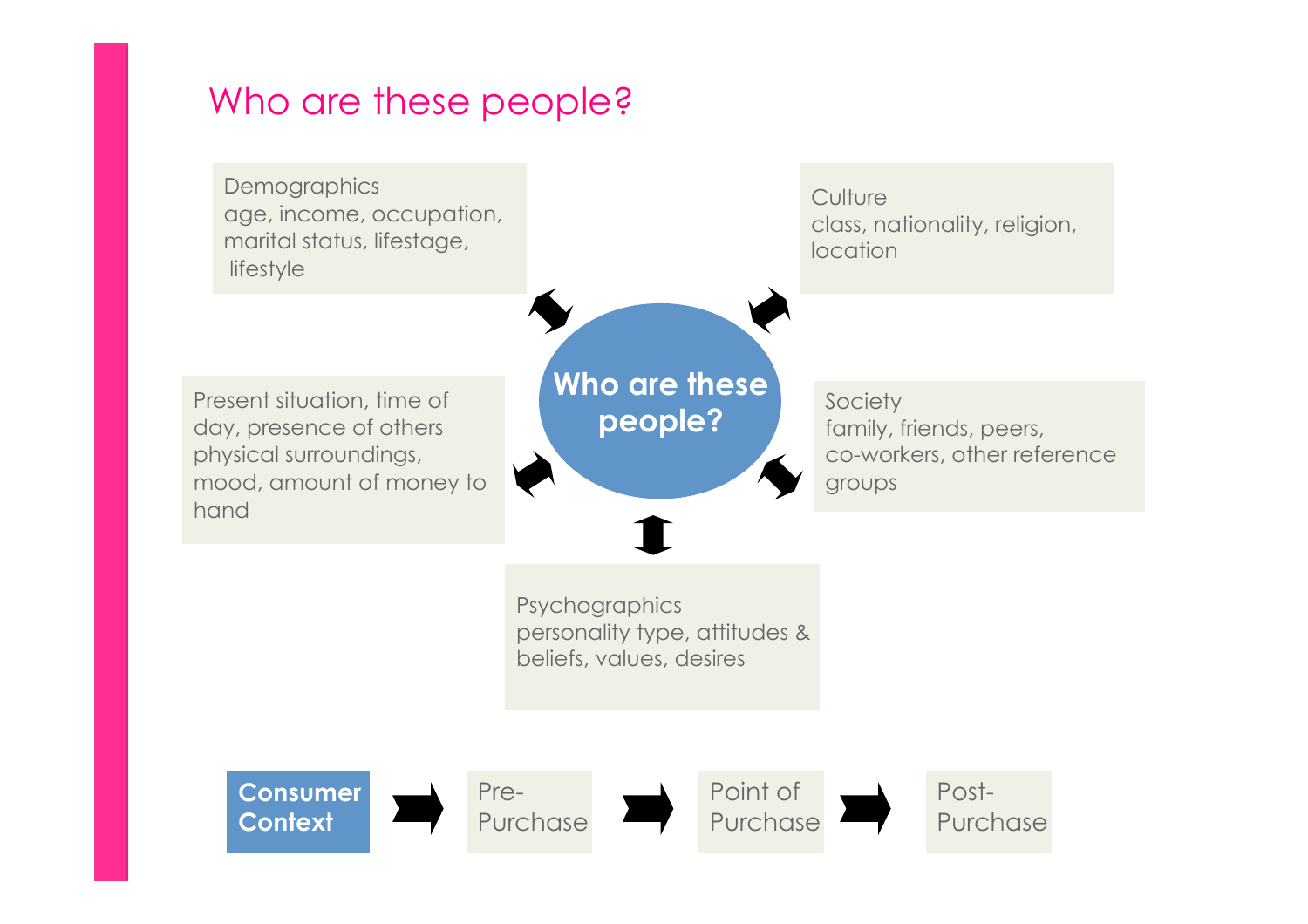# Who are these people?

**Who are these people?**

Demographics
age, income, occupation, marital status, lifestage, lifestyle

Culture
class, nationality, religion, location

Present situation, time of day, presence of others physical surroundings, mood, amount of money to hand

Society
family, friends, peers, co-workers, other reference groups

Psychographics
personality type, attitudes & beliefs, values, desires

**Consumer Context** → Pre-Purchase → Point of Purchase → Post-Purchase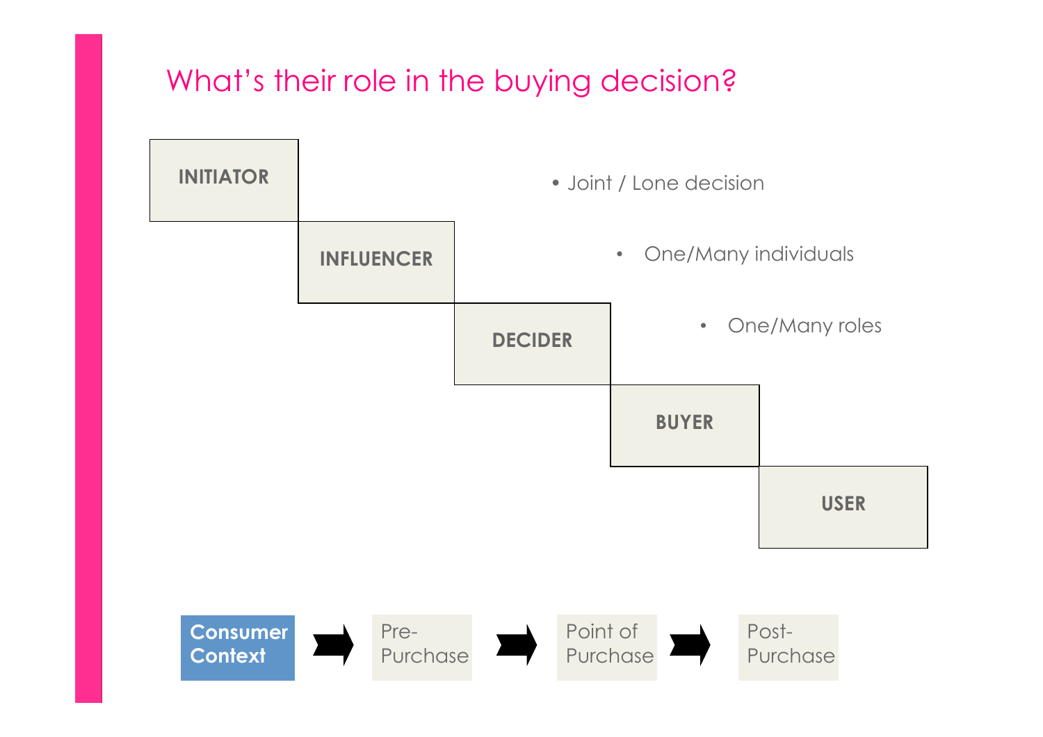# What's their role in the buying decision?

**INITIATOR**

**INFLUENCER**

**DECIDER**

**BUYER**

**USER**

- Joint / Lone decision
- One/Many individuals
- One/Many roles

**Consumer Context** → Pre-Purchase → Point of Purchase → Post-Purchase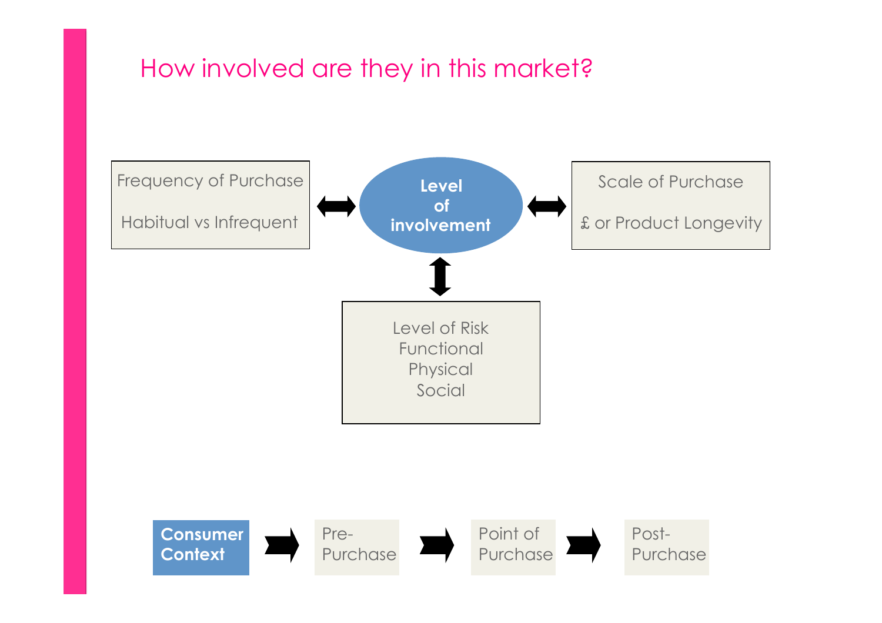# How involved are they in this market?

**Level of involvement**

- Frequency of Purchase
  - Habitual vs Infrequent
- Scale of Purchase
  - £ or Product Longevity
- Level of Risk
  - Functional
  - Physical
  - Social

**Consumer Context** → Pre-Purchase → Point of Purchase → Post-Purchase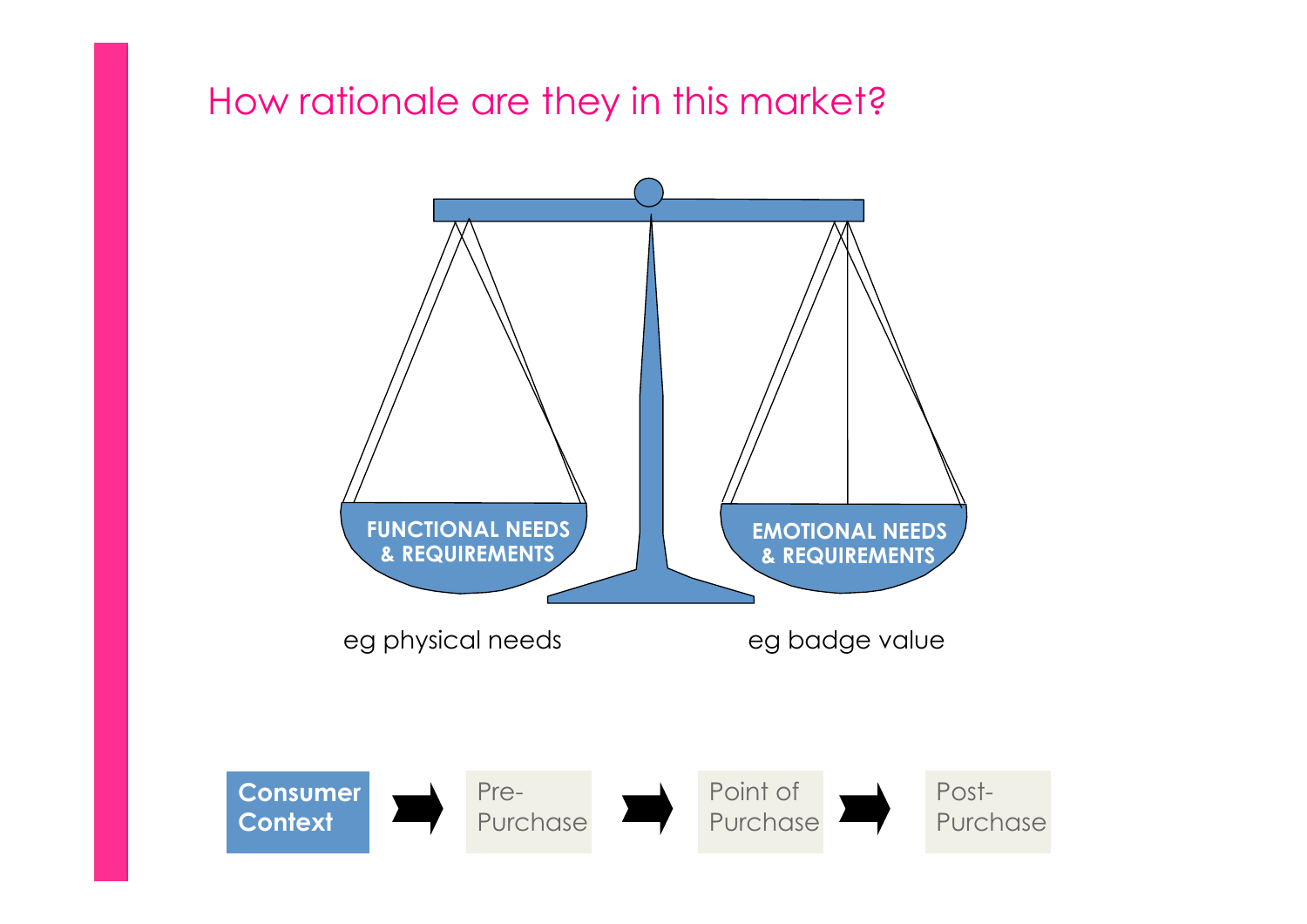## How rationale are they in this market?

**FUNCTIONAL NEEDS & REQUIREMENTS**

eg physical needs

**EMOTIONAL NEEDS & REQUIREMENTS**

eg badge value

**Consumer Context** → Pre-Purchase → Point of Purchase → Post-Purchase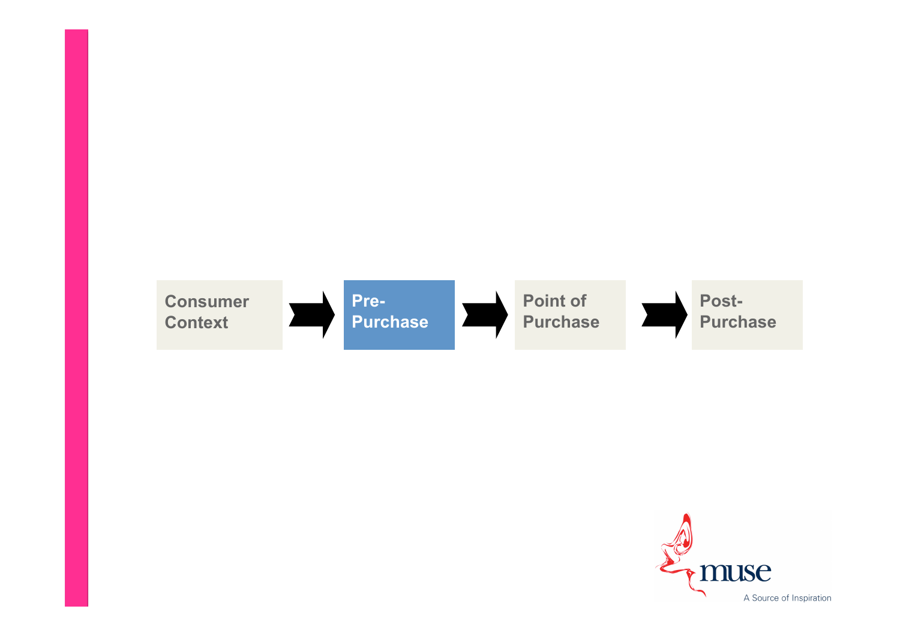Consumer Context → **Pre-Purchase** → Point of Purchase → Post-Purchase

muse

A Source of Inspiration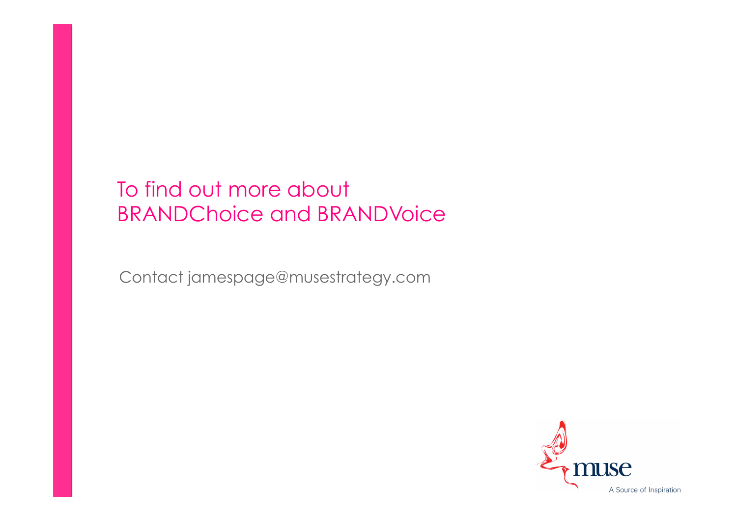# To find out more about BRANDChoice and BRANDVoice

Contact jamespage@musestrategy.com

muse

A Source of Inspiration